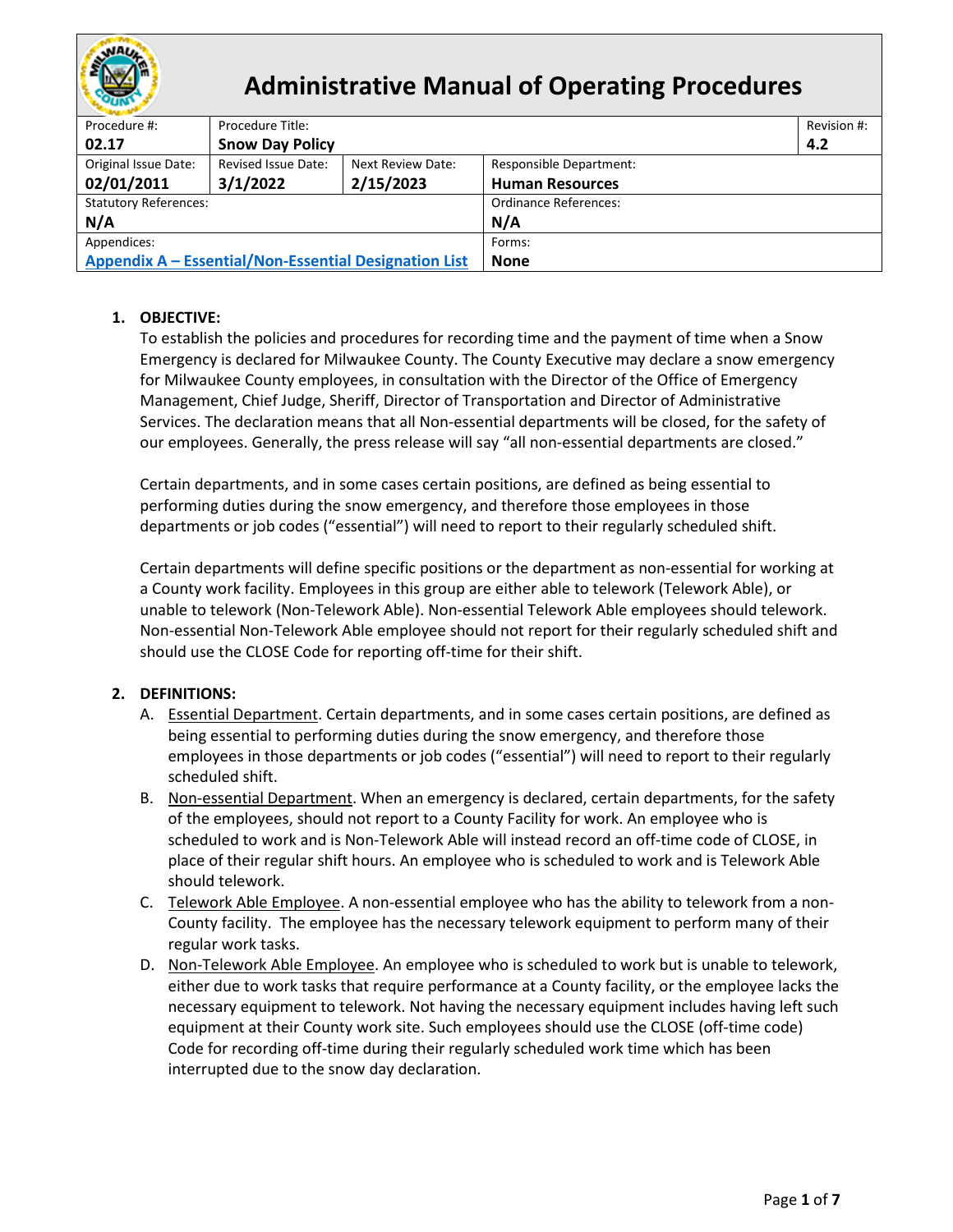# Administrative Manual of Operating Procedures

| Procedure #: | Procedure Title: | | | Revision #: |
|---|---|---|---|---|
| **02.17** | **Snow Day Policy** | | | **4.2** |
| Original Issue Date: | Revised Issue Date: | Next Review Date: | Responsible Department: | |
| **02/01/2011** | **3/1/2022** | **2/15/2023** | **Human Resources** | |
| Statutory References: | | | Ordinance References: | |
| **N/A** | | | **N/A** | |
| Appendices: | | | Forms: | |
| **Appendix A – Essential/Non-Essential Designation List** | | | **None** | |

1. **OBJECTIVE:**

   To establish the policies and procedures for recording time and the payment of time when a Snow Emergency is declared for Milwaukee County. The County Executive may declare a snow emergency for Milwaukee County employees, in consultation with the Director of the Office of Emergency Management, Chief Judge, Sheriff, Director of Transportation and Director of Administrative Services. The declaration means that all Non-essential departments will be closed, for the safety of our employees. Generally, the press release will say "all non-essential departments are closed."

   Certain departments, and in some cases certain positions, are defined as being essential to performing duties during the snow emergency, and therefore those employees in those departments or job codes ("essential") will need to report to their regularly scheduled shift.

   Certain departments will define specific positions or the department as non-essential for working at a County work facility. Employees in this group are either able to telework (Telework Able), or unable to telework (Non-Telework Able). Non-essential Telework Able employees should telework. Non-essential Non-Telework Able employee should not report for their regularly scheduled shift and should use the CLOSE Code for reporting off-time for their shift.

2. **DEFINITIONS:**

   A. Essential Department. Certain departments, and in some cases certain positions, are defined as being essential to performing duties during the snow emergency, and therefore those employees in those departments or job codes ("essential") will need to report to their regularly scheduled shift.

   B. Non-essential Department. When an emergency is declared, certain departments, for the safety of the employees, should not report to a County Facility for work. An employee who is scheduled to work and is Non-Telework Able will instead record an off-time code of CLOSE, in place of their regular shift hours. An employee who is scheduled to work and is Telework Able should telework.

   C. Telework Able Employee. A non-essential employee who has the ability to telework from a non-County facility. The employee has the necessary telework equipment to perform many of their regular work tasks.

   D. Non-Telework Able Employee. An employee who is scheduled to work but is unable to telework, either due to work tasks that require performance at a County facility, or the employee lacks the necessary equipment to telework. Not having the necessary equipment includes having left such equipment at their County work site. Such employees should use the CLOSE (off-time code) Code for recording off-time during their regularly scheduled work time which has been interrupted due to the snow day declaration.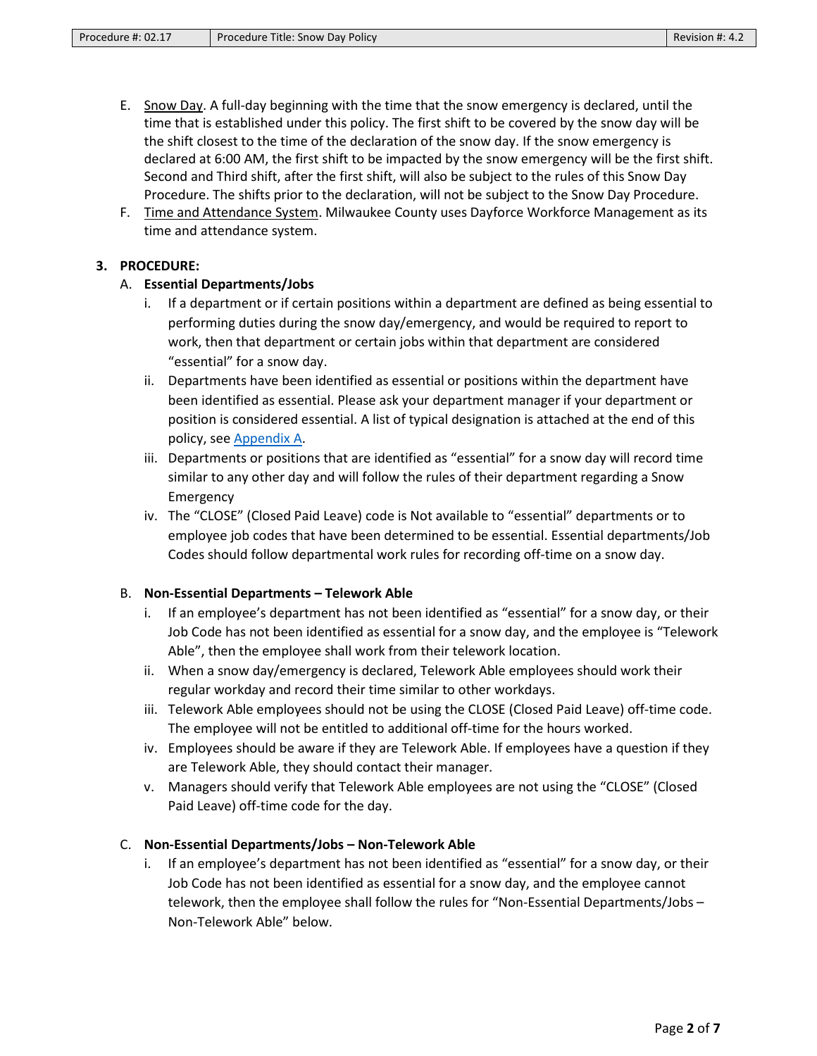E. Snow Day. A full-day beginning with the time that the snow emergency is declared, until the time that is established under this policy. The first shift to be covered by the snow day will be the shift closest to the time of the declaration of the snow day. If the snow emergency is declared at 6:00 AM, the first shift to be impacted by the snow emergency will be the first shift. Second and Third shift, after the first shift, will also be subject to the rules of this Snow Day Procedure. The shifts prior to the declaration, will not be subject to the Snow Day Procedure.

F. Time and Attendance System. Milwaukee County uses Dayforce Workforce Management as its time and attendance system.

## 3. PROCEDURE:

### A. Essential Departments/Jobs

i. If a department or if certain positions within a department are defined as being essential to performing duties during the snow day/emergency, and would be required to report to work, then that department or certain jobs within that department are considered "essential" for a snow day.

ii. Departments have been identified as essential or positions within the department have been identified as essential. Please ask your department manager if your department or position is considered essential. A list of typical designation is attached at the end of this policy, see Appendix A.

iii. Departments or positions that are identified as "essential" for a snow day will record time similar to any other day and will follow the rules of their department regarding a Snow Emergency

iv. The "CLOSE" (Closed Paid Leave) code is Not available to "essential" departments or to employee job codes that have been determined to be essential. Essential departments/Job Codes should follow departmental work rules for recording off-time on a snow day.

### B. Non-Essential Departments – Telework Able

i. If an employee's department has not been identified as "essential" for a snow day, or their Job Code has not been identified as essential for a snow day, and the employee is "Telework Able", then the employee shall work from their telework location.

ii. When a snow day/emergency is declared, Telework Able employees should work their regular workday and record their time similar to other workdays.

iii. Telework Able employees should not be using the CLOSE (Closed Paid Leave) off-time code. The employee will not be entitled to additional off-time for the hours worked.

iv. Employees should be aware if they are Telework Able. If employees have a question if they are Telework Able, they should contact their manager.

v. Managers should verify that Telework Able employees are not using the "CLOSE" (Closed Paid Leave) off-time code for the day.

### C. Non-Essential Departments/Jobs – Non-Telework Able

i. If an employee's department has not been identified as "essential" for a snow day, or their Job Code has not been identified as essential for a snow day, and the employee cannot telework, then the employee shall follow the rules for "Non-Essential Departments/Jobs – Non-Telework Able" below.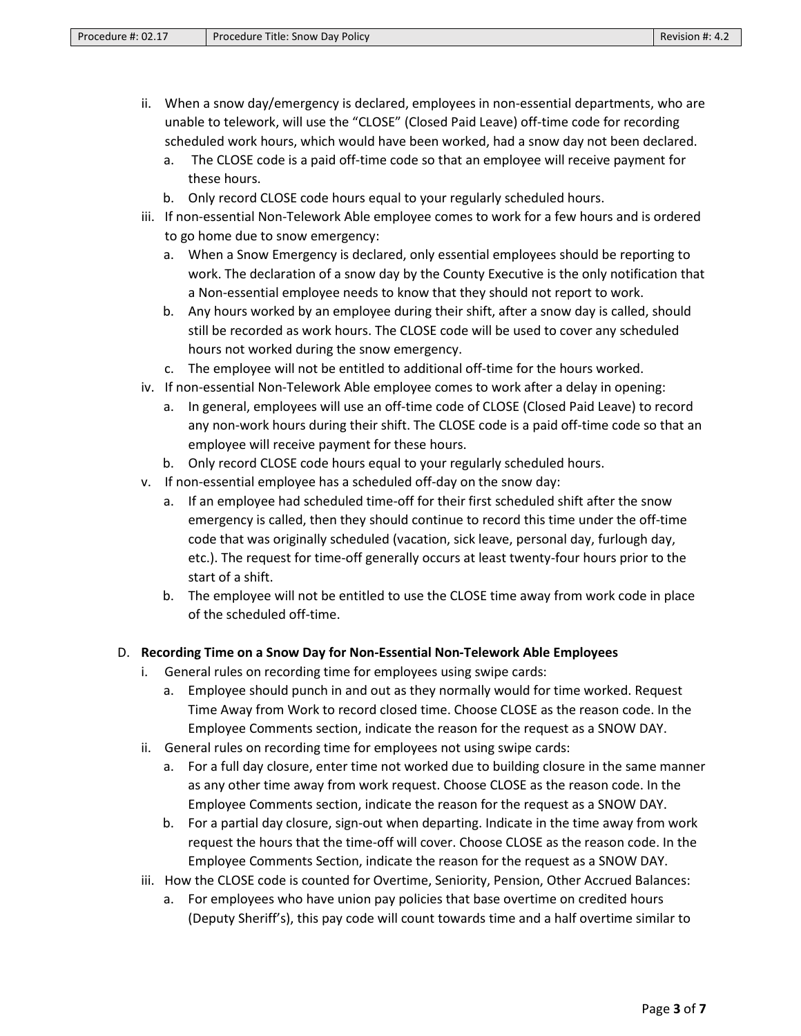ii. When a snow day/emergency is declared, employees in non-essential departments, who are unable to telework, will use the "CLOSE" (Closed Paid Leave) off-time code for recording scheduled work hours, which would have been worked, had a snow day not been declared.
   a. The CLOSE code is a paid off-time code so that an employee will receive payment for these hours.
   b. Only record CLOSE code hours equal to your regularly scheduled hours.

iii. If non-essential Non-Telework Able employee comes to work for a few hours and is ordered to go home due to snow emergency:
   a. When a Snow Emergency is declared, only essential employees should be reporting to work. The declaration of a snow day by the County Executive is the only notification that a Non-essential employee needs to know that they should not report to work.
   b. Any hours worked by an employee during their shift, after a snow day is called, should still be recorded as work hours. The CLOSE code will be used to cover any scheduled hours not worked during the snow emergency.
   c. The employee will not be entitled to additional off-time for the hours worked.

iv. If non-essential Non-Telework Able employee comes to work after a delay in opening:
   a. In general, employees will use an off-time code of CLOSE (Closed Paid Leave) to record any non-work hours during their shift. The CLOSE code is a paid off-time code so that an employee will receive payment for these hours.
   b. Only record CLOSE code hours equal to your regularly scheduled hours.

v. If non-essential employee has a scheduled off-day on the snow day:
   a. If an employee had scheduled time-off for their first scheduled shift after the snow emergency is called, then they should continue to record this time under the off-time code that was originally scheduled (vacation, sick leave, personal day, furlough day, etc.). The request for time-off generally occurs at least twenty-four hours prior to the start of a shift.
   b. The employee will not be entitled to use the CLOSE time away from work code in place of the scheduled off-time.

D. **Recording Time on a Snow Day for Non-Essential Non-Telework Able Employees**

i. General rules on recording time for employees using swipe cards:
   a. Employee should punch in and out as they normally would for time worked. Request Time Away from Work to record closed time. Choose CLOSE as the reason code. In the Employee Comments section, indicate the reason for the request as a SNOW DAY.

ii. General rules on recording time for employees not using swipe cards:
   a. For a full day closure, enter time not worked due to building closure in the same manner as any other time away from work request. Choose CLOSE as the reason code. In the Employee Comments section, indicate the reason for the request as a SNOW DAY.
   b. For a partial day closure, sign-out when departing. Indicate in the time away from work request the hours that the time-off will cover. Choose CLOSE as the reason code. In the Employee Comments Section, indicate the reason for the request as a SNOW DAY.

iii. How the CLOSE code is counted for Overtime, Seniority, Pension, Other Accrued Balances:
   a. For employees who have union pay policies that base overtime on credited hours (Deputy Sheriff's), this pay code will count towards time and a half overtime similar to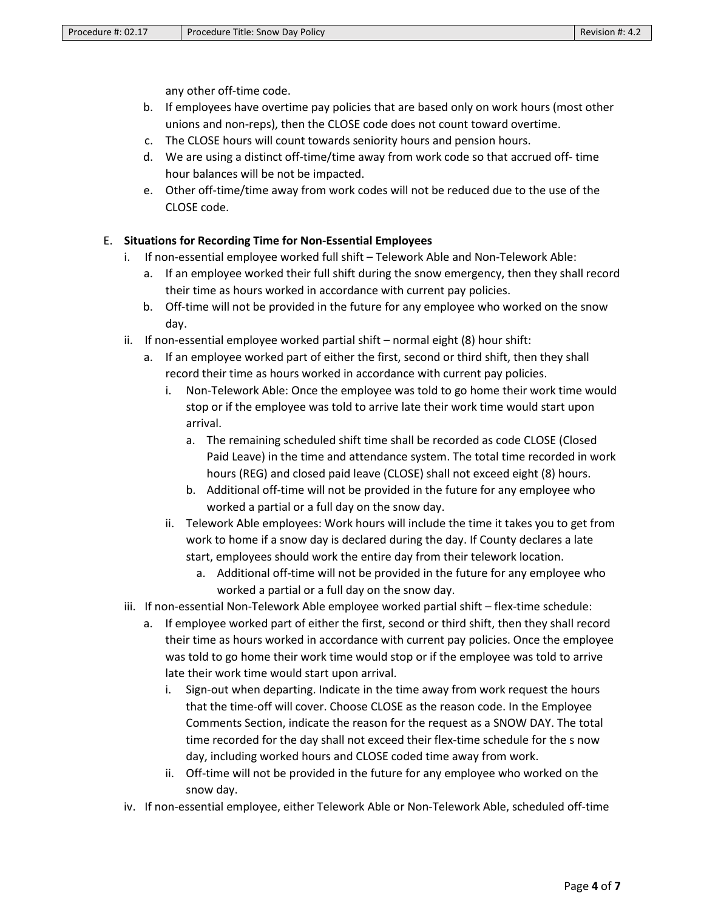any other off-time code.

b. If employees have overtime pay policies that are based only on work hours (most other unions and non-reps), then the CLOSE code does not count toward overtime.
c. The CLOSE hours will count towards seniority hours and pension hours.
d. We are using a distinct off-time/time away from work code so that accrued off- time hour balances will be not be impacted.
e. Other off-time/time away from work codes will not be reduced due to the use of the CLOSE code.

E. **Situations for Recording Time for Non-Essential Employees**

i. If non-essential employee worked full shift – Telework Able and Non-Telework Able:
   a. If an employee worked their full shift during the snow emergency, then they shall record their time as hours worked in accordance with current pay policies.
   b. Off-time will not be provided in the future for any employee who worked on the snow day.

ii. If non-essential employee worked partial shift – normal eight (8) hour shift:
   a. If an employee worked part of either the first, second or third shift, then they shall record their time as hours worked in accordance with current pay policies.
      i. Non-Telework Able: Once the employee was told to go home their work time would stop or if the employee was told to arrive late their work time would start upon arrival.
         a. The remaining scheduled shift time shall be recorded as code CLOSE (Closed Paid Leave) in the time and attendance system. The total time recorded in work hours (REG) and closed paid leave (CLOSE) shall not exceed eight (8) hours.
         b. Additional off-time will not be provided in the future for any employee who worked a partial or a full day on the snow day.
      ii. Telework Able employees: Work hours will include the time it takes you to get from work to home if a snow day is declared during the day. If County declares a late start, employees should work the entire day from their telework location.
         a. Additional off-time will not be provided in the future for any employee who worked a partial or a full day on the snow day.

iii. If non-essential Non-Telework Able employee worked partial shift – flex-time schedule:
   a. If employee worked part of either the first, second or third shift, then they shall record their time as hours worked in accordance with current pay policies. Once the employee was told to go home their work time would stop or if the employee was told to arrive late their work time would start upon arrival.
      i. Sign-out when departing. Indicate in the time away from work request the hours that the time-off will cover. Choose CLOSE as the reason code. In the Employee Comments Section, indicate the reason for the request as a SNOW DAY. The total time recorded for the day shall not exceed their flex-time schedule for the s now day, including worked hours and CLOSE coded time away from work.
      ii. Off-time will not be provided in the future for any employee who worked on the snow day.

iv. If non-essential employee, either Telework Able or Non-Telework Able, scheduled off-time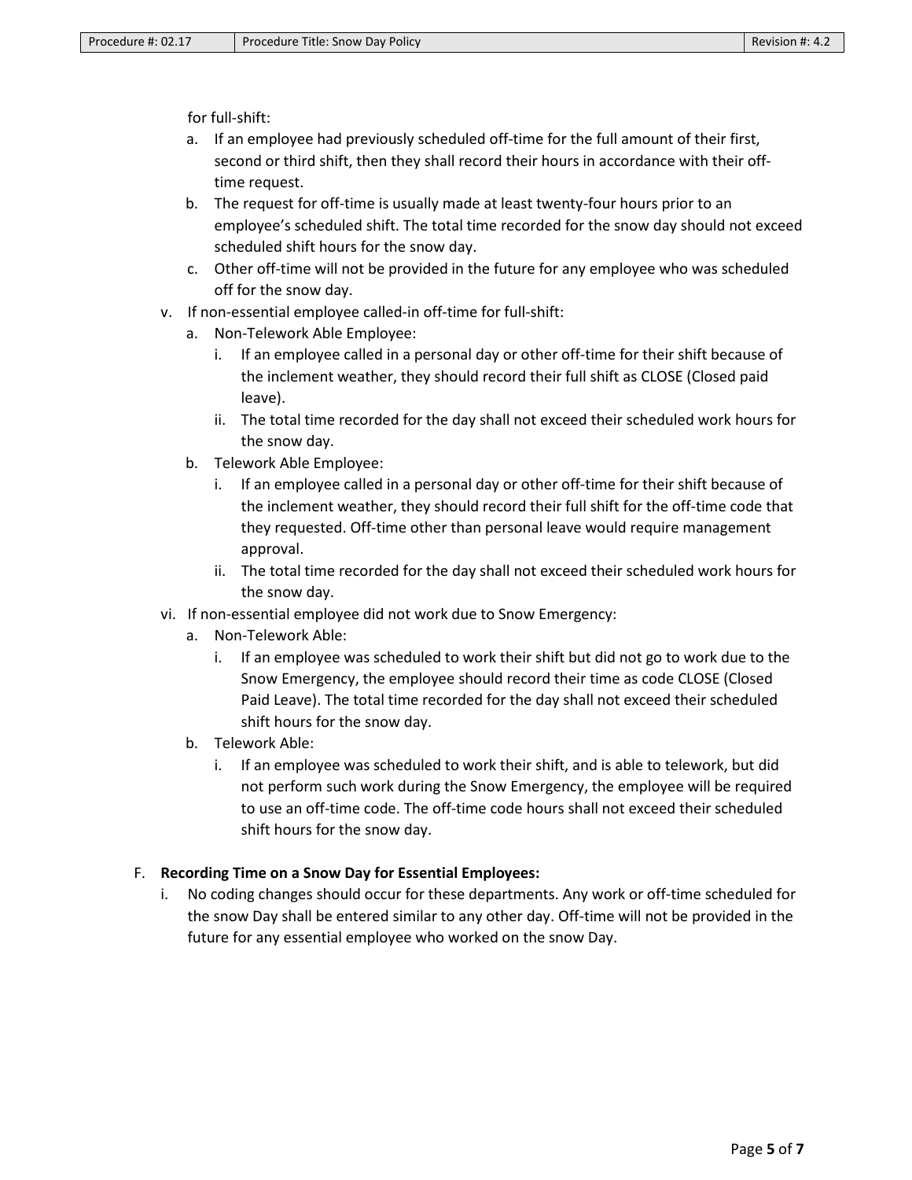for full-shift:

a. If an employee had previously scheduled off-time for the full amount of their first, second or third shift, then they shall record their hours in accordance with their off-time request.
b. The request for off-time is usually made at least twenty-four hours prior to an employee's scheduled shift. The total time recorded for the snow day should not exceed scheduled shift hours for the snow day.
c. Other off-time will not be provided in the future for any employee who was scheduled off for the snow day.

v. If non-essential employee called-in off-time for full-shift:
   a. Non-Telework Able Employee:
      i. If an employee called in a personal day or other off-time for their shift because of the inclement weather, they should record their full shift as CLOSE (Closed paid leave).
      ii. The total time recorded for the day shall not exceed their scheduled work hours for the snow day.
   b. Telework Able Employee:
      i. If an employee called in a personal day or other off-time for their shift because of the inclement weather, they should record their full shift for the off-time code that they requested. Off-time other than personal leave would require management approval.
      ii. The total time recorded for the day shall not exceed their scheduled work hours for the snow day.

vi. If non-essential employee did not work due to Snow Emergency:
   a. Non-Telework Able:
      i. If an employee was scheduled to work their shift but did not go to work due to the Snow Emergency, the employee should record their time as code CLOSE (Closed Paid Leave). The total time recorded for the day shall not exceed their scheduled shift hours for the snow day.
   b. Telework Able:
      i. If an employee was scheduled to work their shift, and is able to telework, but did not perform such work during the Snow Emergency, the employee will be required to use an off-time code. The off-time code hours shall not exceed their scheduled shift hours for the snow day.

F. **Recording Time on a Snow Day for Essential Employees:**
   i. No coding changes should occur for these departments. Any work or off-time scheduled for the snow Day shall be entered similar to any other day. Off-time will not be provided in the future for any essential employee who worked on the snow Day.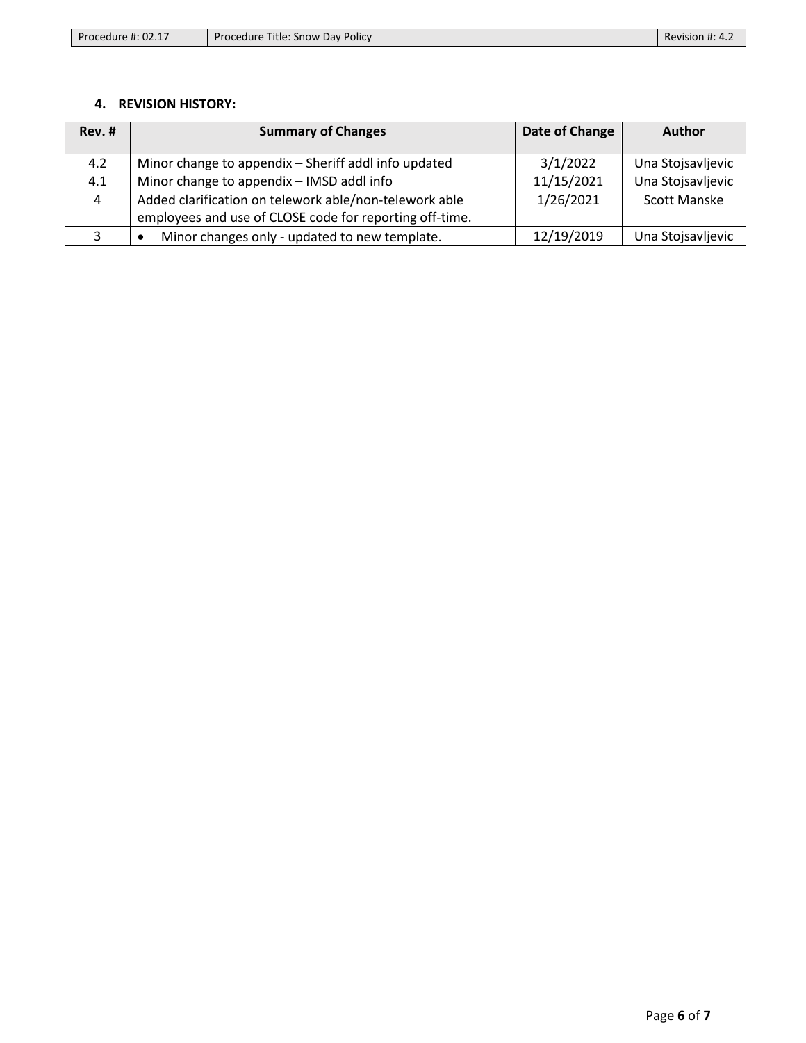## 4. REVISION HISTORY:

| Rev. # | Summary of Changes | Date of Change | Author |
|---|---|---|---|
| 4.2 | Minor change to appendix – Sheriff addl info updated | 3/1/2022 | Una Stojsavljevic |
| 4.1 | Minor change to appendix – IMSD addl info | 11/15/2021 | Una Stojsavljevic |
| 4 | Added clarification on telework able/non-telework able employees and use of CLOSE code for reporting off-time. | 1/26/2021 | Scott Manske |
| 3 | • Minor changes only - updated to new template. | 12/19/2019 | Una Stojsavljevic |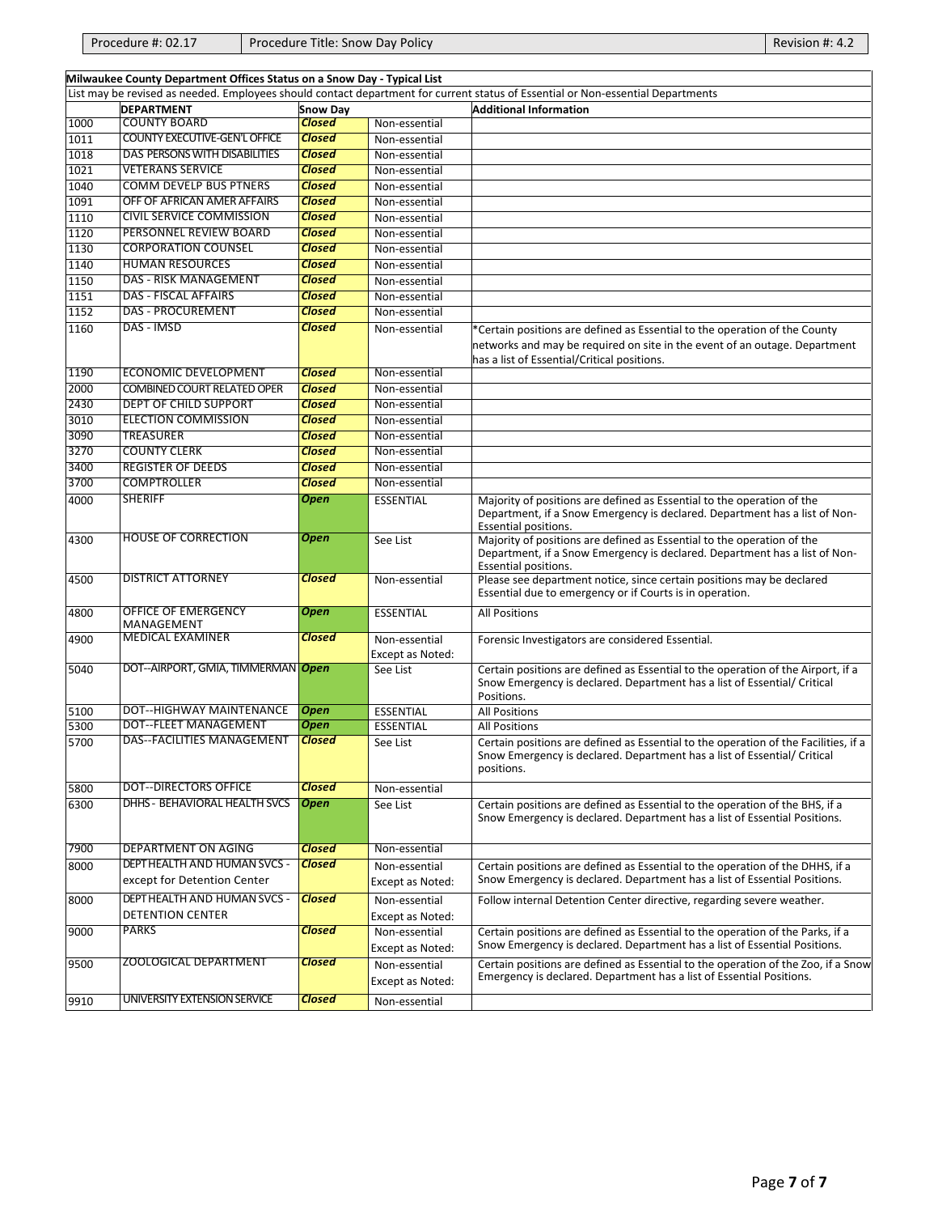**Milwaukee County Department Offices Status on a Snow Day - Typical List**

List may be revised as needed. Employees should contact department for current status of Essential or Non-essential Departments

| | DEPARTMENT | Snow Day | | Additional Information |
|---|---|---|---|---|
| 1000 | COUNTY BOARD | ***Closed*** | Non-essential | |
| 1011 | COUNTY EXECUTIVE-GEN'L OFFICE | ***Closed*** | Non-essential | |
| 1018 | DAS PERSONS WITH DISABILITIES | ***Closed*** | Non-essential | |
| 1021 | VETERANS SERVICE | ***Closed*** | Non-essential | |
| 1040 | COMM DEVELP BUS PTNERS | ***Closed*** | Non-essential | |
| 1091 | OFF OF AFRICAN AMER AFFAIRS | ***Closed*** | Non-essential | |
| 1110 | CIVIL SERVICE COMMISSION | ***Closed*** | Non-essential | |
| 1120 | PERSONNEL REVIEW BOARD | ***Closed*** | Non-essential | |
| 1130 | CORPORATION COUNSEL | ***Closed*** | Non-essential | |
| 1140 | HUMAN RESOURCES | ***Closed*** | Non-essential | |
| 1150 | DAS - RISK MANAGEMENT | ***Closed*** | Non-essential | |
| 1151 | DAS - FISCAL AFFAIRS | ***Closed*** | Non-essential | |
| 1152 | DAS - PROCUREMENT | ***Closed*** | Non-essential | |
| 1160 | DAS - IMSD | ***Closed*** | Non-essential | *Certain positions are defined as Essential to the operation of the County networks and may be required on site in the event of an outage. Department has a list of Essential/Critical positions. |
| 1190 | ECONOMIC DEVELOPMENT | ***Closed*** | Non-essential | |
| 2000 | COMBINED COURT RELATED OPER | ***Closed*** | Non-essential | |
| 2430 | DEPT OF CHILD SUPPORT | ***Closed*** | Non-essential | |
| 3010 | ELECTION COMMISSION | ***Closed*** | Non-essential | |
| 3090 | TREASURER | ***Closed*** | Non-essential | |
| 3270 | COUNTY CLERK | ***Closed*** | Non-essential | |
| 3400 | REGISTER OF DEEDS | ***Closed*** | Non-essential | |
| 3700 | COMPTROLLER | ***Closed*** | Non-essential | |
| 4000 | SHERIFF | ***Open*** | ESSENTIAL | Majority of positions are defined as Essential to the operation of the Department, if a Snow Emergency is declared. Department has a list of Non-Essential positions. |
| 4300 | HOUSE OF CORRECTION | ***Open*** | See List | Majority of positions are defined as Essential to the operation of the Department, if a Snow Emergency is declared. Department has a list of Non-Essential positions. |
| 4500 | DISTRICT ATTORNEY | ***Closed*** | Non-essential | Please see department notice, since certain positions may be declared Essential due to emergency or if Courts is in operation. |
| 4800 | OFFICE OF EMERGENCY MANAGEMENT | ***Open*** | ESSENTIAL | All Positions |
| 4900 | MEDICAL EXAMINER | ***Closed*** | Non-essential Except as Noted: | Forensic Investigators are considered Essential. |
| 5040 | DOT--AIRPORT, GMIA, TIMMERMAN | ***Open*** | See List | Certain positions are defined as Essential to the operation of the Airport, if a Snow Emergency is declared. Department has a list of Essential/ Critical Positions. |
| 5100 | DOT--HIGHWAY MAINTENANCE | ***Open*** | ESSENTIAL | All Positions |
| 5300 | DOT--FLEET MANAGEMENT | ***Open*** | ESSENTIAL | All Positions |
| 5700 | DAS--FACILITIES MANAGEMENT | ***Closed*** | See List | Certain positions are defined as Essential to the operation of the Facilities, if a Snow Emergency is declared. Department has a list of Essential/ Critical positions. |
| 5800 | DOT--DIRECTORS OFFICE | ***Closed*** | Non-essential | |
| 6300 | DHHS - BEHAVIORAL HEALTH SVCS | ***Open*** | See List | Certain positions are defined as Essential to the operation of the BHS, if a Snow Emergency is declared. Department has a list of Essential Positions. |
| 7900 | DEPARTMENT ON AGING | ***Closed*** | Non-essential | |
| 8000 | DEPT HEALTH AND HUMAN SVCS - except for Detention Center | ***Closed*** | Non-essential Except as Noted: | Certain positions are defined as Essential to the operation of the DHHS, if a Snow Emergency is declared. Department has a list of Essential Positions. |
| 8000 | DEPT HEALTH AND HUMAN SVCS - DETENTION CENTER | ***Closed*** | Non-essential Except as Noted: | Follow internal Detention Center directive, regarding severe weather. |
| 9000 | PARKS | ***Closed*** | Non-essential Except as Noted: | Certain positions are defined as Essential to the operation of the Parks, if a Snow Emergency is declared. Department has a list of Essential Positions. |
| 9500 | ZOOLOGICAL DEPARTMENT | ***Closed*** | Non-essential Except as Noted: | Certain positions are defined as Essential to the operation of the Zoo, if a Snow Emergency is declared. Department has a list of Essential Positions. |
| 9910 | UNIVERSITY EXTENSION SERVICE | ***Closed*** | Non-essential | |